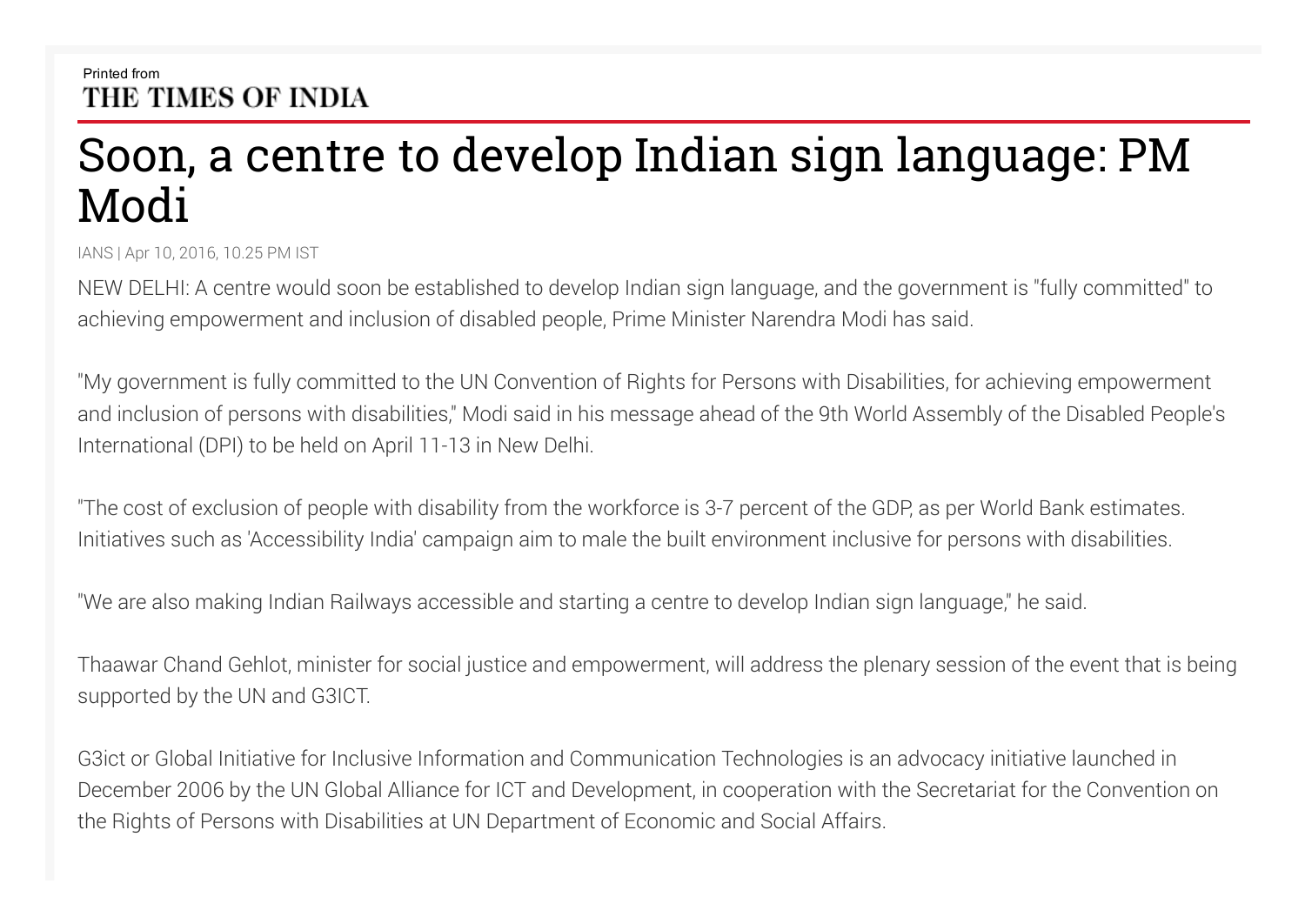Printed from
THE TIMES OF INDIA

# Soon, a centre to develop Indian sign language: PM Modi

IANS | Apr 10, 2016, 10.25 PM IST

NEW DELHI: A centre would soon be established to develop Indian sign language, and the government is "fully committed" to achieving empowerment and inclusion of disabled people, Prime Minister Narendra Modi has said.

"My government is fully committed to the UN Convention of Rights for Persons with Disabilities, for achieving empowerment and inclusion of persons with disabilities," Modi said in his message ahead of the 9th World Assembly of the Disabled People's International (DPI) to be held on April 11-13 in New Delhi.

"The cost of exclusion of people with disability from the workforce is 3-7 percent of the GDP, as per World Bank estimates. Initiatives such as 'Accessibility India' campaign aim to male the built environment inclusive for persons with disabilities.

"We are also making Indian Railways accessible and starting a centre to develop Indian sign language," he said.

Thaawar Chand Gehlot, minister for social justice and empowerment, will address the plenary session of the event that is being supported by the UN and G3ICT.

G3ict or Global Initiative for Inclusive Information and Communication Technologies is an advocacy initiative launched in December 2006 by the UN Global Alliance for ICT and Development, in cooperation with the Secretariat for the Convention on the Rights of Persons with Disabilities at UN Department of Economic and Social Affairs.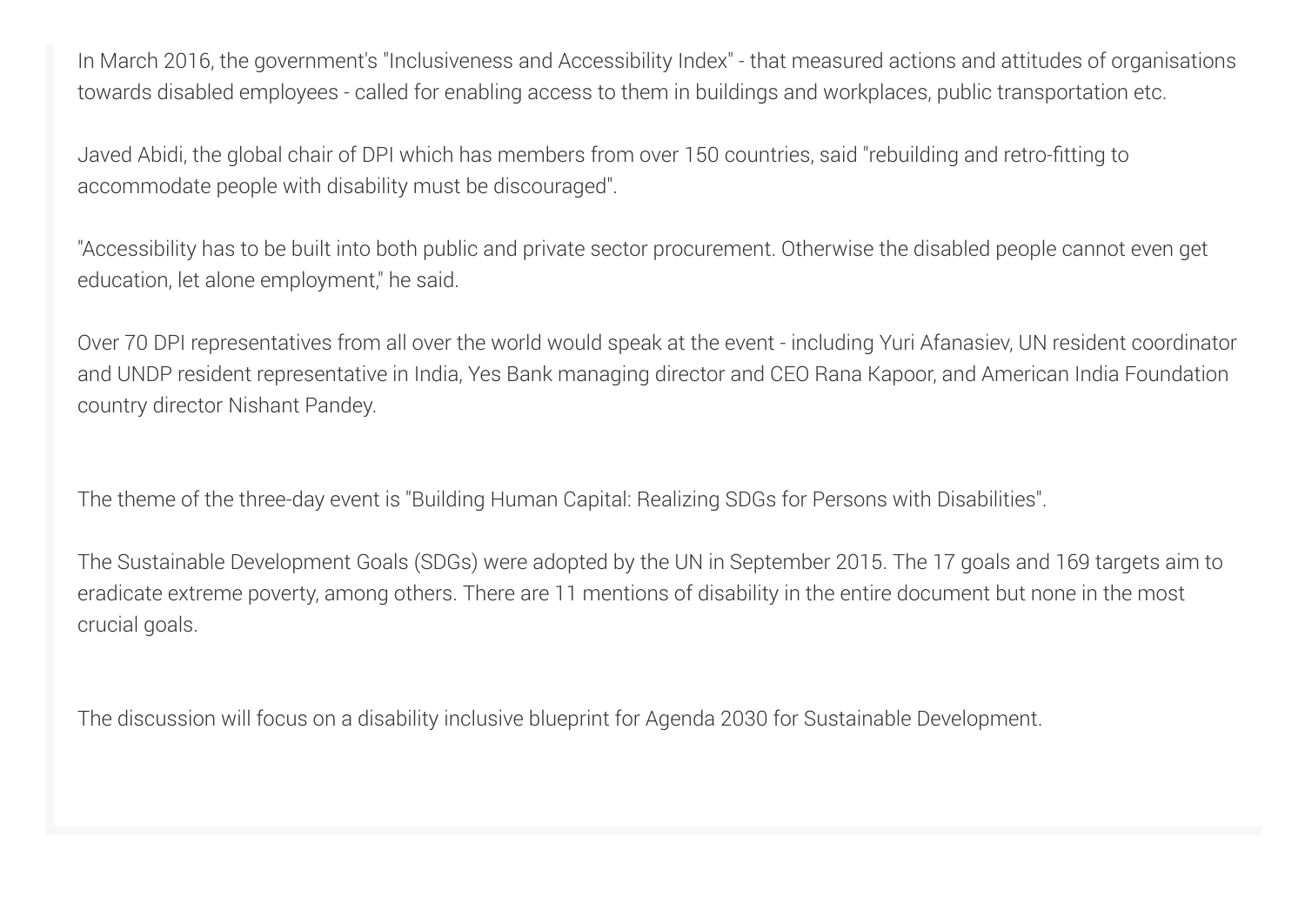In March 2016, the government's "Inclusiveness and Accessibility Index" - that measured actions and attitudes of organisations towards disabled employees - called for enabling access to them in buildings and workplaces, public transportation etc.

Javed Abidi, the global chair of DPI which has members from over 150 countries, said "rebuilding and retro-fitting to accommodate people with disability must be discouraged".

"Accessibility has to be built into both public and private sector procurement. Otherwise the disabled people cannot even get education, let alone employment," he said.

Over 70 DPI representatives from all over the world would speak at the event - including Yuri Afanasiev, UN resident coordinator and UNDP resident representative in India, Yes Bank managing director and CEO Rana Kapoor, and American India Foundation country director Nishant Pandey.

The theme of the three-day event is "Building Human Capital: Realizing SDGs for Persons with Disabilities".

The Sustainable Development Goals (SDGs) were adopted by the UN in September 2015. The 17 goals and 169 targets aim to eradicate extreme poverty, among others. There are 11 mentions of disability in the entire document but none in the most crucial goals.

The discussion will focus on a disability inclusive blueprint for Agenda 2030 for Sustainable Development.